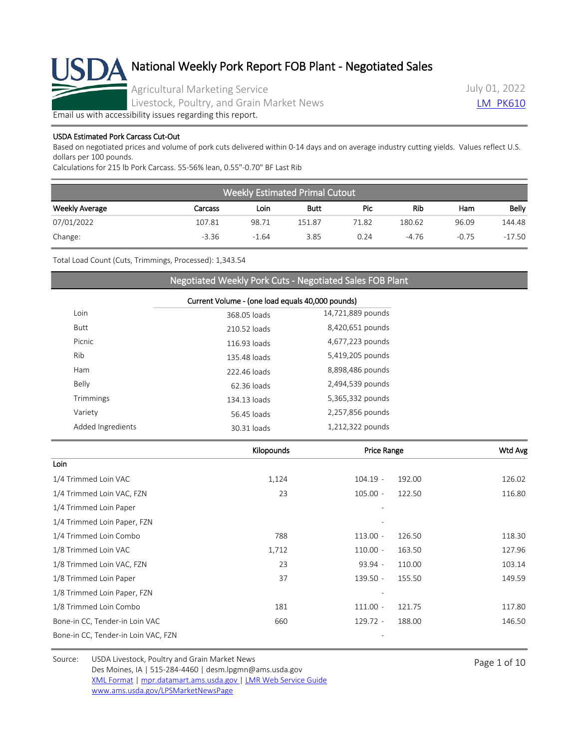# National Weekly Pork Report FOB Plant - Negotiated Sales

Agricultural Marketing Service
Livestock, Poultry, and Grain Market News

July 01, 2022
LM_PK610

Email us with accessibility issues regarding this report.

**USDA Estimated Pork Carcass Cut-Out**

Based on negotiated prices and volume of pork cuts delivered within 0-14 days and on average industry cutting yields. Values reflect U.S. dollars per 100 pounds.

Calculations for 215 lb Pork Carcass. 55-56% lean, 0.55"-0.70" BF Last Rib

| Weekly Estimated Primal Cutout | | | | | | | |
|---|---|---|---|---|---|---|---|
| Weekly Average | Carcass | Loin | Butt | Pic | Rib | Ham | Belly |
| 07/01/2022 | 107.81 | 98.71 | 151.87 | 71.82 | 180.62 | 96.09 | 144.48 |
| Change: | -3.36 | -1.64 | 3.85 | 0.24 | -4.76 | -0.75 | -17.50 |

Total Load Count (Cuts, Trimmings, Processed): 1,343.54

## Negotiated Weekly Pork Cuts - Negotiated Sales FOB Plant

| | Current Volume - (one load equals 40,000 pounds) | |
|---|---|---|
| Loin | 368.05 loads | 14,721,889 pounds |
| Butt | 210.52 loads | 8,420,651 pounds |
| Picnic | 116.93 loads | 4,677,223 pounds |
| Rib | 135.48 loads | 5,419,205 pounds |
| Ham | 222.46 loads | 8,898,486 pounds |
| Belly | 62.36 loads | 2,494,539 pounds |
| Trimmings | 134.13 loads | 5,365,332 pounds |
| Variety | 56.45 loads | 2,257,856 pounds |
| Added Ingredients | 30.31 loads | 1,212,322 pounds |

| | Kilopounds | Price Range | | Wtd Avg |
|---|---|---|---|---|
| **Loin** | | | | |
| 1/4 Trimmed Loin VAC | 1,124 | 104.19 - | 192.00 | 126.02 |
| 1/4 Trimmed Loin VAC, FZN | 23 | 105.00 - | 122.50 | 116.80 |
| 1/4 Trimmed Loin Paper | | - | | |
| 1/4 Trimmed Loin Paper, FZN | | - | | |
| 1/4 Trimmed Loin Combo | 788 | 113.00 - | 126.50 | 118.30 |
| 1/8 Trimmed Loin VAC | 1,712 | 110.00 - | 163.50 | 127.96 |
| 1/8 Trimmed Loin VAC, FZN | 23 | 93.94 - | 110.00 | 103.14 |
| 1/8 Trimmed Loin Paper | 37 | 139.50 - | 155.50 | 149.59 |
| 1/8 Trimmed Loin Paper, FZN | | - | | |
| 1/8 Trimmed Loin Combo | 181 | 111.00 - | 121.75 | 117.80 |
| Bone-in CC, Tender-in Loin VAC | 660 | 129.72 - | 188.00 | 146.50 |
| Bone-in CC, Tender-in Loin VAC, FZN | | - | | |

Source: USDA Livestock, Poultry and Grain Market News
Des Moines, IA | 515-284-4460 | desm.lpgmn@ams.usda.gov
XML Format | mpr.datamart.ams.usda.gov | LMR Web Service Guide
www.ams.usda.gov/LPSMarketNewsPage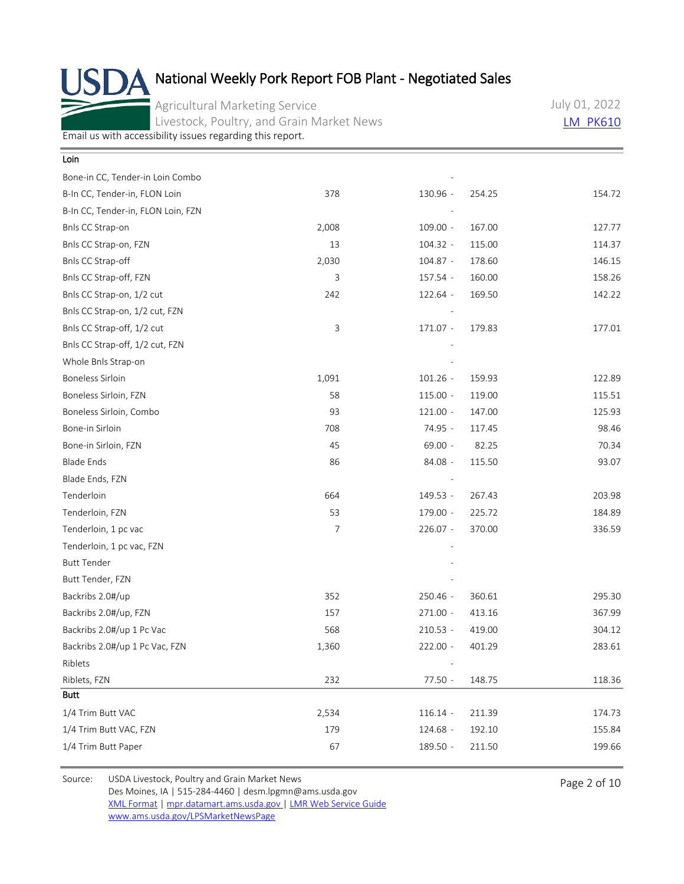# National Weekly Pork Report FOB Plant - Negotiated Sales

Agricultural Marketing Service
Livestock, Poultry, and Grain Market News

July 01, 2022

LM_PK610

Email us with accessibility issues regarding this report.

| Loin | | | |
|---|---|---|---|
| Bone-in CC, Tender-in Loin Combo | | - | |
| B-In CC, Tender-in, FLON Loin | 378 | 130.96 - 254.25 | 154.72 |
| B-In CC, Tender-in, FLON Loin, FZN | | - | |
| Bnls CC Strap-on | 2,008 | 109.00 - 167.00 | 127.77 |
| Bnls CC Strap-on, FZN | 13 | 104.32 - 115.00 | 114.37 |
| Bnls CC Strap-off | 2,030 | 104.87 - 178.60 | 146.15 |
| Bnls CC Strap-off, FZN | 3 | 157.54 - 160.00 | 158.26 |
| Bnls CC Strap-on, 1/2 cut | 242 | 122.64 - 169.50 | 142.22 |
| Bnls CC Strap-on, 1/2 cut, FZN | | - | |
| Bnls CC Strap-off, 1/2 cut | 3 | 171.07 - 179.83 | 177.01 |
| Bnls CC Strap-off, 1/2 cut, FZN | | - | |
| Whole Bnls Strap-on | | - | |
| Boneless Sirloin | 1,091 | 101.26 - 159.93 | 122.89 |
| Boneless Sirloin, FZN | 58 | 115.00 - 119.00 | 115.51 |
| Boneless Sirloin, Combo | 93 | 121.00 - 147.00 | 125.93 |
| Bone-in Sirloin | 708 | 74.95 - 117.45 | 98.46 |
| Bone-in Sirloin, FZN | 45 | 69.00 - 82.25 | 70.34 |
| Blade Ends | 86 | 84.08 - 115.50 | 93.07 |
| Blade Ends, FZN | | - | |
| Tenderloin | 664 | 149.53 - 267.43 | 203.98 |
| Tenderloin, FZN | 53 | 179.00 - 225.72 | 184.89 |
| Tenderloin, 1 pc vac | 7 | 226.07 - 370.00 | 336.59 |
| Tenderloin, 1 pc vac, FZN | | - | |
| Butt Tender | | - | |
| Butt Tender, FZN | | - | |
| Backribs 2.0#/up | 352 | 250.46 - 360.61 | 295.30 |
| Backribs 2.0#/up, FZN | 157 | 271.00 - 413.16 | 367.99 |
| Backribs 2.0#/up 1 Pc Vac | 568 | 210.53 - 419.00 | 304.12 |
| Backribs 2.0#/up 1 Pc Vac, FZN | 1,360 | 222.00 - 401.29 | 283.61 |
| Riblets | | - | |
| Riblets, FZN | 232 | 77.50 - 148.75 | 118.36 |
| **Butt** | | | |
| 1/4 Trim Butt VAC | 2,534 | 116.14 - 211.39 | 174.73 |
| 1/4 Trim Butt VAC, FZN | 179 | 124.68 - 192.10 | 155.84 |
| 1/4 Trim Butt Paper | 67 | 189.50 - 211.50 | 199.66 |

Source: USDA Livestock, Poultry and Grain Market News
Des Moines, IA | 515-284-4460 | desm.lpgmn@ams.usda.gov
XML Format | mpr.datamart.ams.usda.gov | LMR Web Service Guide
www.ams.usda.gov/LPSMarketNewsPage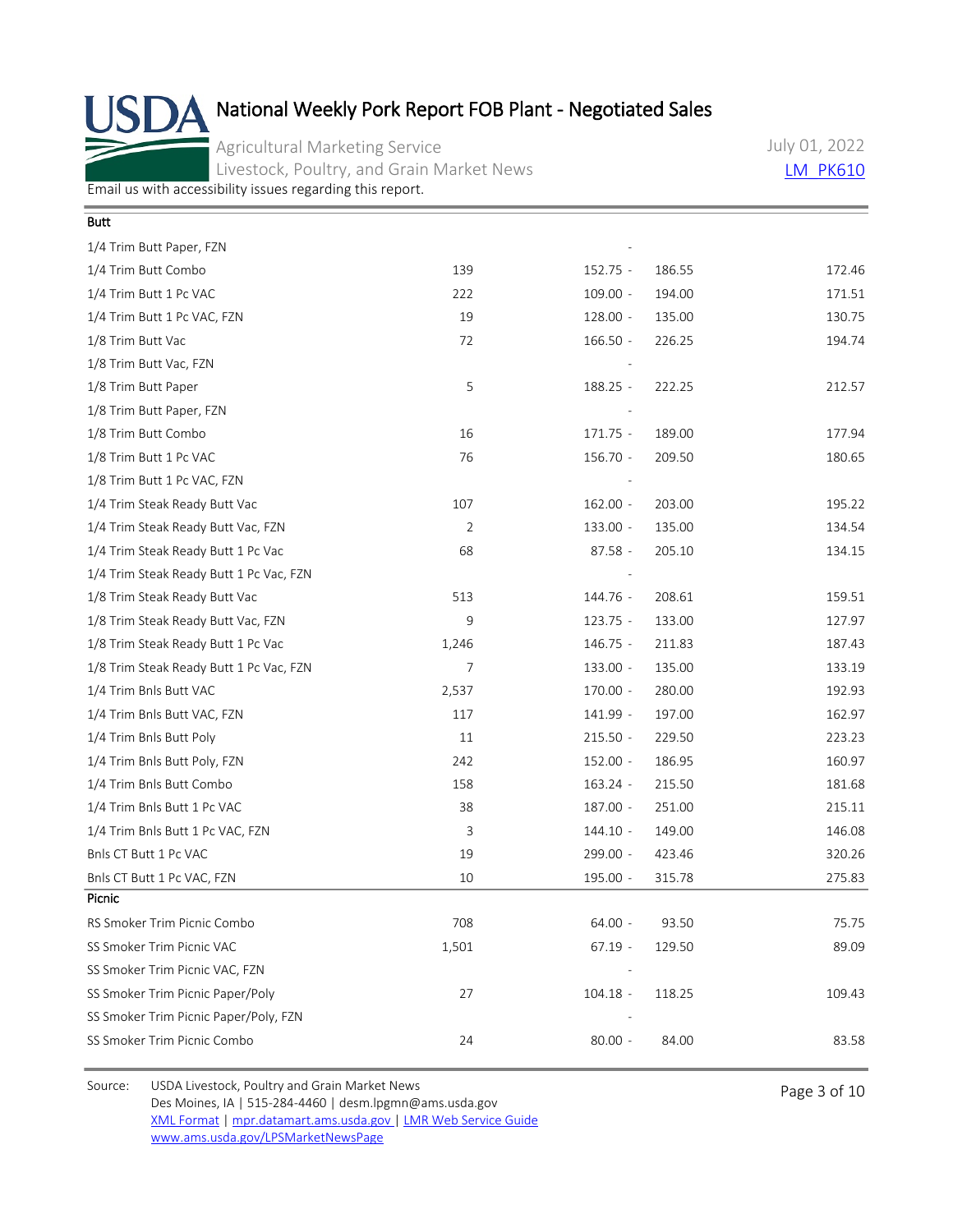# National Weekly Pork Report FOB Plant - Negotiated Sales

Agricultural Marketing Service
Livestock, Poultry, and Grain Market News

July 01, 2022
LM_PK610

Email us with accessibility issues regarding this report.

| Butt | | | |
|---|---|---|---|
| 1/4 Trim Butt Paper, FZN | | - | |
| 1/4 Trim Butt Combo | 139 | 152.75 - 186.55 | 172.46 |
| 1/4 Trim Butt 1 Pc VAC | 222 | 109.00 - 194.00 | 171.51 |
| 1/4 Trim Butt 1 Pc VAC, FZN | 19 | 128.00 - 135.00 | 130.75 |
| 1/8 Trim Butt Vac | 72 | 166.50 - 226.25 | 194.74 |
| 1/8 Trim Butt Vac, FZN | | - | |
| 1/8 Trim Butt Paper | 5 | 188.25 - 222.25 | 212.57 |
| 1/8 Trim Butt Paper, FZN | | - | |
| 1/8 Trim Butt Combo | 16 | 171.75 - 189.00 | 177.94 |
| 1/8 Trim Butt 1 Pc VAC | 76 | 156.70 - 209.50 | 180.65 |
| 1/8 Trim Butt 1 Pc VAC, FZN | | - | |
| 1/4 Trim Steak Ready Butt Vac | 107 | 162.00 - 203.00 | 195.22 |
| 1/4 Trim Steak Ready Butt Vac, FZN | 2 | 133.00 - 135.00 | 134.54 |
| 1/4 Trim Steak Ready Butt 1 Pc Vac | 68 | 87.58 - 205.10 | 134.15 |
| 1/4 Trim Steak Ready Butt 1 Pc Vac, FZN | | - | |
| 1/8 Trim Steak Ready Butt Vac | 513 | 144.76 - 208.61 | 159.51 |
| 1/8 Trim Steak Ready Butt Vac, FZN | 9 | 123.75 - 133.00 | 127.97 |
| 1/8 Trim Steak Ready Butt 1 Pc Vac | 1,246 | 146.75 - 211.83 | 187.43 |
| 1/8 Trim Steak Ready Butt 1 Pc Vac, FZN | 7 | 133.00 - 135.00 | 133.19 |
| 1/4 Trim Bnls Butt VAC | 2,537 | 170.00 - 280.00 | 192.93 |
| 1/4 Trim Bnls Butt VAC, FZN | 117 | 141.99 - 197.00 | 162.97 |
| 1/4 Trim Bnls Butt Poly | 11 | 215.50 - 229.50 | 223.23 |
| 1/4 Trim Bnls Butt Poly, FZN | 242 | 152.00 - 186.95 | 160.97 |
| 1/4 Trim Bnls Butt Combo | 158 | 163.24 - 215.50 | 181.68 |
| 1/4 Trim Bnls Butt 1 Pc VAC | 38 | 187.00 - 251.00 | 215.11 |
| 1/4 Trim Bnls Butt 1 Pc VAC, FZN | 3 | 144.10 - 149.00 | 146.08 |
| Bnls CT Butt 1 Pc VAC | 19 | 299.00 - 423.46 | 320.26 |
| Bnls CT Butt 1 Pc VAC, FZN | 10 | 195.00 - 315.78 | 275.83 |
| **Picnic** | | | |
| RS Smoker Trim Picnic Combo | 708 | 64.00 - 93.50 | 75.75 |
| SS Smoker Trim Picnic VAC | 1,501 | 67.19 - 129.50 | 89.09 |
| SS Smoker Trim Picnic VAC, FZN | | - | |
| SS Smoker Trim Picnic Paper/Poly | 27 | 104.18 - 118.25 | 109.43 |
| SS Smoker Trim Picnic Paper/Poly, FZN | | - | |
| SS Smoker Trim Picnic Combo | 24 | 80.00 - 84.00 | 83.58 |

Source: USDA Livestock, Poultry and Grain Market News
Des Moines, IA | 515-284-4460 | desm.lpgmn@ams.usda.gov
XML Format | mpr.datamart.ams.usda.gov | LMR Web Service Guide
www.ams.usda.gov/LPSMarketNewsPage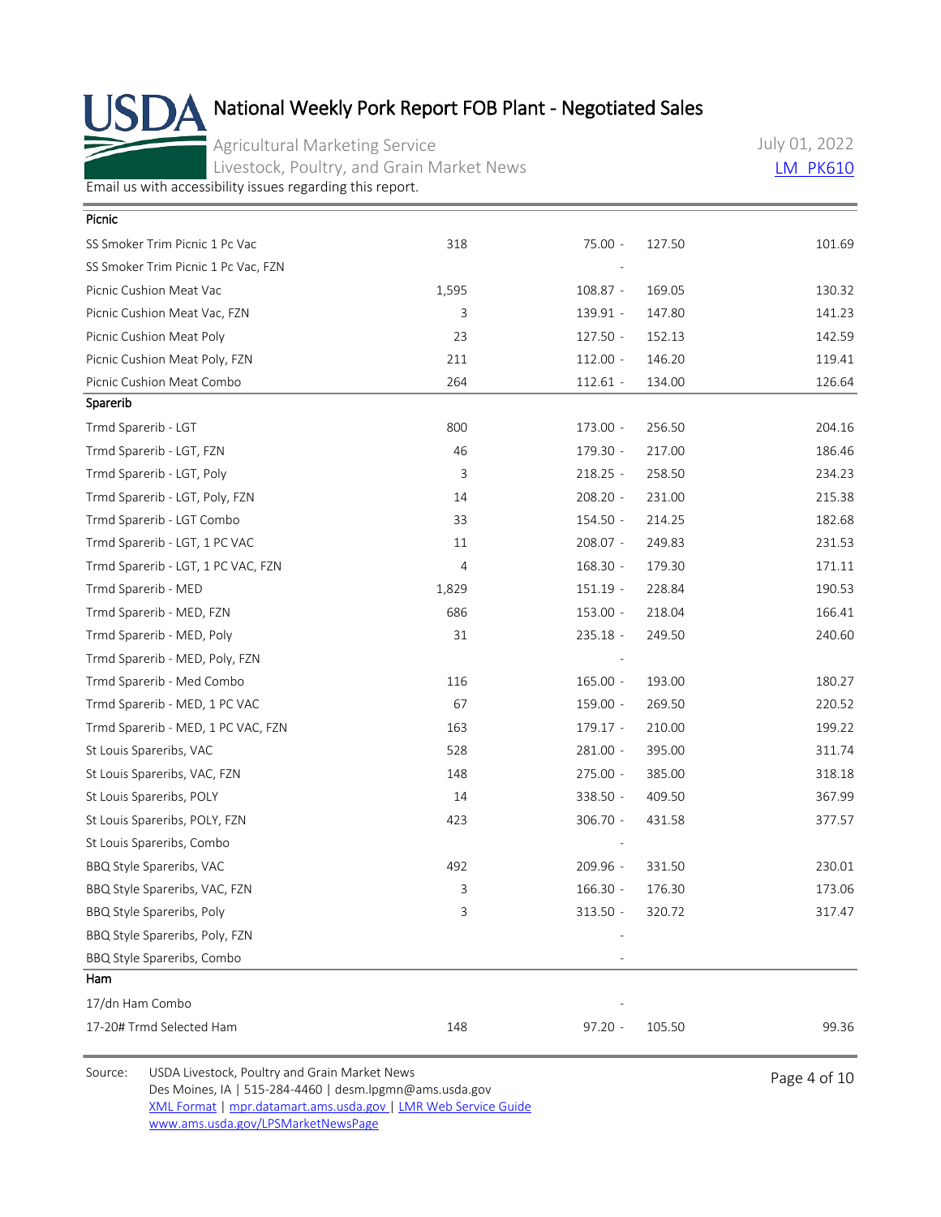# National Weekly Pork Report FOB Plant - Negotiated Sales

Agricultural Marketing Service
Livestock, Poultry, and Grain Market News

July 01, 2022

LM_PK610

Email us with accessibility issues regarding this report.

| Item | Volume | Price Range | | Weighted Avg |
|---|---|---|---|---|
| **Picnic** | | | | |
| SS Smoker Trim Picnic 1 Pc Vac | 318 | 75.00 - | 127.50 | 101.69 |
| SS Smoker Trim Picnic 1 Pc Vac, FZN | | - | | |
| Picnic Cushion Meat Vac | 1,595 | 108.87 - | 169.05 | 130.32 |
| Picnic Cushion Meat Vac, FZN | 3 | 139.91 - | 147.80 | 141.23 |
| Picnic Cushion Meat Poly | 23 | 127.50 - | 152.13 | 142.59 |
| Picnic Cushion Meat Poly, FZN | 211 | 112.00 - | 146.20 | 119.41 |
| Picnic Cushion Meat Combo | 264 | 112.61 - | 134.00 | 126.64 |
| **Sparerib** | | | | |
| Trmd Sparerib - LGT | 800 | 173.00 - | 256.50 | 204.16 |
| Trmd Sparerib - LGT, FZN | 46 | 179.30 - | 217.00 | 186.46 |
| Trmd Sparerib - LGT, Poly | 3 | 218.25 - | 258.50 | 234.23 |
| Trmd Sparerib - LGT, Poly, FZN | 14 | 208.20 - | 231.00 | 215.38 |
| Trmd Sparerib - LGT Combo | 33 | 154.50 - | 214.25 | 182.68 |
| Trmd Sparerib - LGT, 1 PC VAC | 11 | 208.07 - | 249.83 | 231.53 |
| Trmd Sparerib - LGT, 1 PC VAC, FZN | 4 | 168.30 - | 179.30 | 171.11 |
| Trmd Sparerib - MED | 1,829 | 151.19 - | 228.84 | 190.53 |
| Trmd Sparerib - MED, FZN | 686 | 153.00 - | 218.04 | 166.41 |
| Trmd Sparerib - MED, Poly | 31 | 235.18 - | 249.50 | 240.60 |
| Trmd Sparerib - MED, Poly, FZN | | - | | |
| Trmd Sparerib - Med Combo | 116 | 165.00 - | 193.00 | 180.27 |
| Trmd Sparerib - MED, 1 PC VAC | 67 | 159.00 - | 269.50 | 220.52 |
| Trmd Sparerib - MED, 1 PC VAC, FZN | 163 | 179.17 - | 210.00 | 199.22 |
| St Louis Spareribs, VAC | 528 | 281.00 - | 395.00 | 311.74 |
| St Louis Spareribs, VAC, FZN | 148 | 275.00 - | 385.00 | 318.18 |
| St Louis Spareribs, POLY | 14 | 338.50 - | 409.50 | 367.99 |
| St Louis Spareribs, POLY, FZN | 423 | 306.70 - | 431.58 | 377.57 |
| St Louis Spareribs, Combo | | - | | |
| BBQ Style Spareribs, VAC | 492 | 209.96 - | 331.50 | 230.01 |
| BBQ Style Spareribs, VAC, FZN | 3 | 166.30 - | 176.30 | 173.06 |
| BBQ Style Spareribs, Poly | 3 | 313.50 - | 320.72 | 317.47 |
| BBQ Style Spareribs, Poly, FZN | | - | | |
| BBQ Style Spareribs, Combo | | - | | |
| **Ham** | | | | |
| 17/dn Ham Combo | | - | | |
| 17-20# Trmd Selected Ham | 148 | 97.20 - | 105.50 | 99.36 |

Source: USDA Livestock, Poultry and Grain Market News
Des Moines, IA | 515-284-4460 | desm.lpgmn@ams.usda.gov
XML Format | mpr.datamart.ams.usda.gov | LMR Web Service Guide
www.ams.usda.gov/LPSMarketNewsPage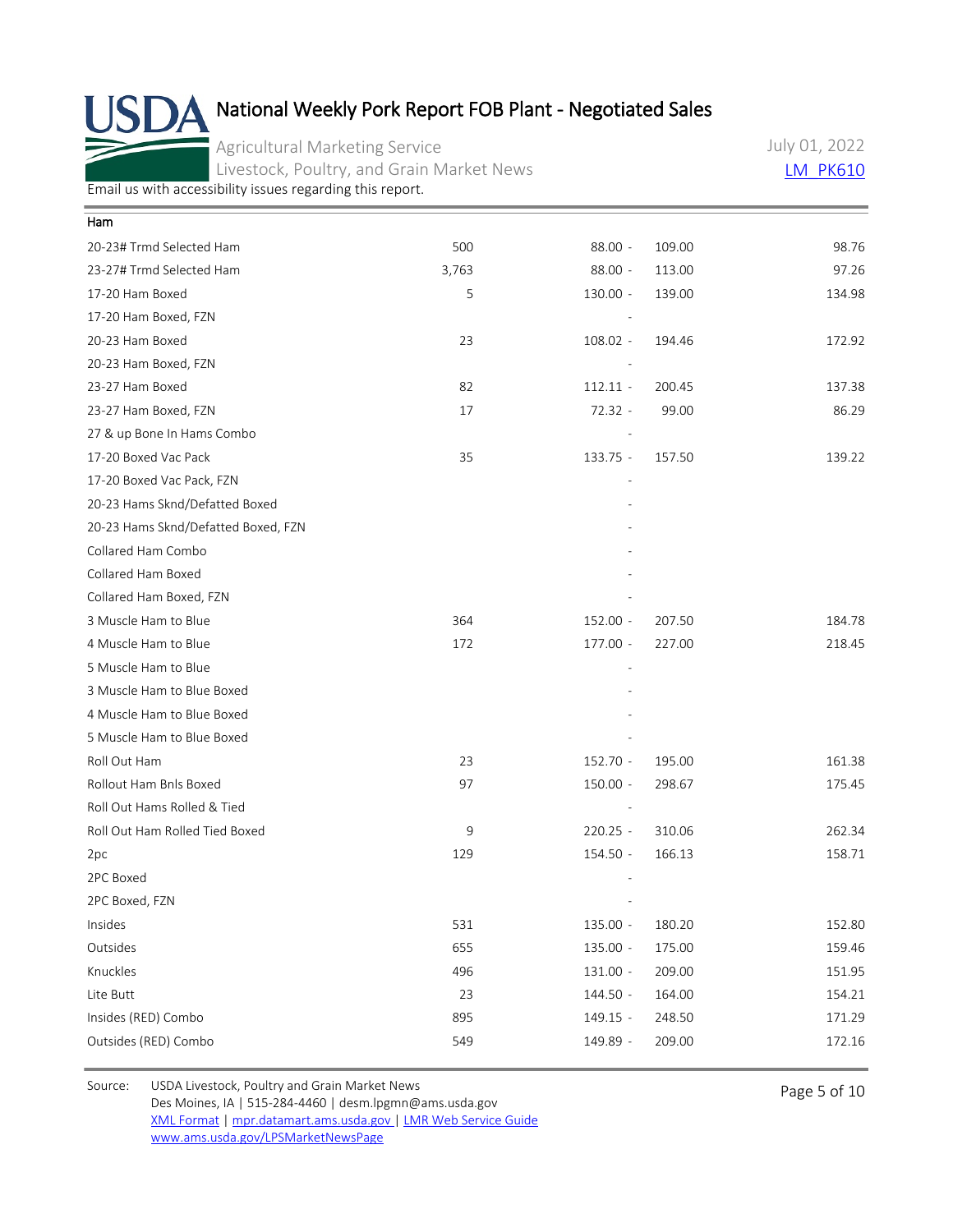# National Weekly Pork Report FOB Plant - Negotiated Sales

Agricultural Marketing Service
Livestock, Poultry, and Grain Market News

July 01, 2022
LM_PK610

Email us with accessibility issues regarding this report.

| Ham | | | | |
|---|---|---|---|---|
| 20-23# Trmd Selected Ham | 500 | 88.00 - | 109.00 | 98.76 |
| 23-27# Trmd Selected Ham | 3,763 | 88.00 - | 113.00 | 97.26 |
| 17-20 Ham Boxed | 5 | 130.00 - | 139.00 | 134.98 |
| 17-20 Ham Boxed, FZN | | - | | |
| 20-23 Ham Boxed | 23 | 108.02 - | 194.46 | 172.92 |
| 20-23 Ham Boxed, FZN | | - | | |
| 23-27 Ham Boxed | 82 | 112.11 - | 200.45 | 137.38 |
| 23-27 Ham Boxed, FZN | 17 | 72.32 - | 99.00 | 86.29 |
| 27 & up Bone In Hams Combo | | - | | |
| 17-20 Boxed Vac Pack | 35 | 133.75 - | 157.50 | 139.22 |
| 17-20 Boxed Vac Pack, FZN | | - | | |
| 20-23 Hams Sknd/Defatted Boxed | | - | | |
| 20-23 Hams Sknd/Defatted Boxed, FZN | | - | | |
| Collared Ham Combo | | - | | |
| Collared Ham Boxed | | - | | |
| Collared Ham Boxed, FZN | | - | | |
| 3 Muscle Ham to Blue | 364 | 152.00 - | 207.50 | 184.78 |
| 4 Muscle Ham to Blue | 172 | 177.00 - | 227.00 | 218.45 |
| 5 Muscle Ham to Blue | | - | | |
| 3 Muscle Ham to Blue Boxed | | - | | |
| 4 Muscle Ham to Blue Boxed | | - | | |
| 5 Muscle Ham to Blue Boxed | | - | | |
| Roll Out Ham | 23 | 152.70 - | 195.00 | 161.38 |
| Rollout Ham Bnls Boxed | 97 | 150.00 - | 298.67 | 175.45 |
| Roll Out Hams Rolled & Tied | | - | | |
| Roll Out Ham Rolled Tied Boxed | 9 | 220.25 - | 310.06 | 262.34 |
| 2pc | 129 | 154.50 - | 166.13 | 158.71 |
| 2PC Boxed | | - | | |
| 2PC Boxed, FZN | | - | | |
| Insides | 531 | 135.00 - | 180.20 | 152.80 |
| Outsides | 655 | 135.00 - | 175.00 | 159.46 |
| Knuckles | 496 | 131.00 - | 209.00 | 151.95 |
| Lite Butt | 23 | 144.50 - | 164.00 | 154.21 |
| Insides (RED) Combo | 895 | 149.15 - | 248.50 | 171.29 |
| Outsides (RED) Combo | 549 | 149.89 - | 209.00 | 172.16 |

Source: USDA Livestock, Poultry and Grain Market News
Des Moines, IA | 515-284-4460 | desm.lpgmn@ams.usda.gov
XML Format | mpr.datamart.ams.usda.gov | LMR Web Service Guide
www.ams.usda.gov/LPSMarketNewsPage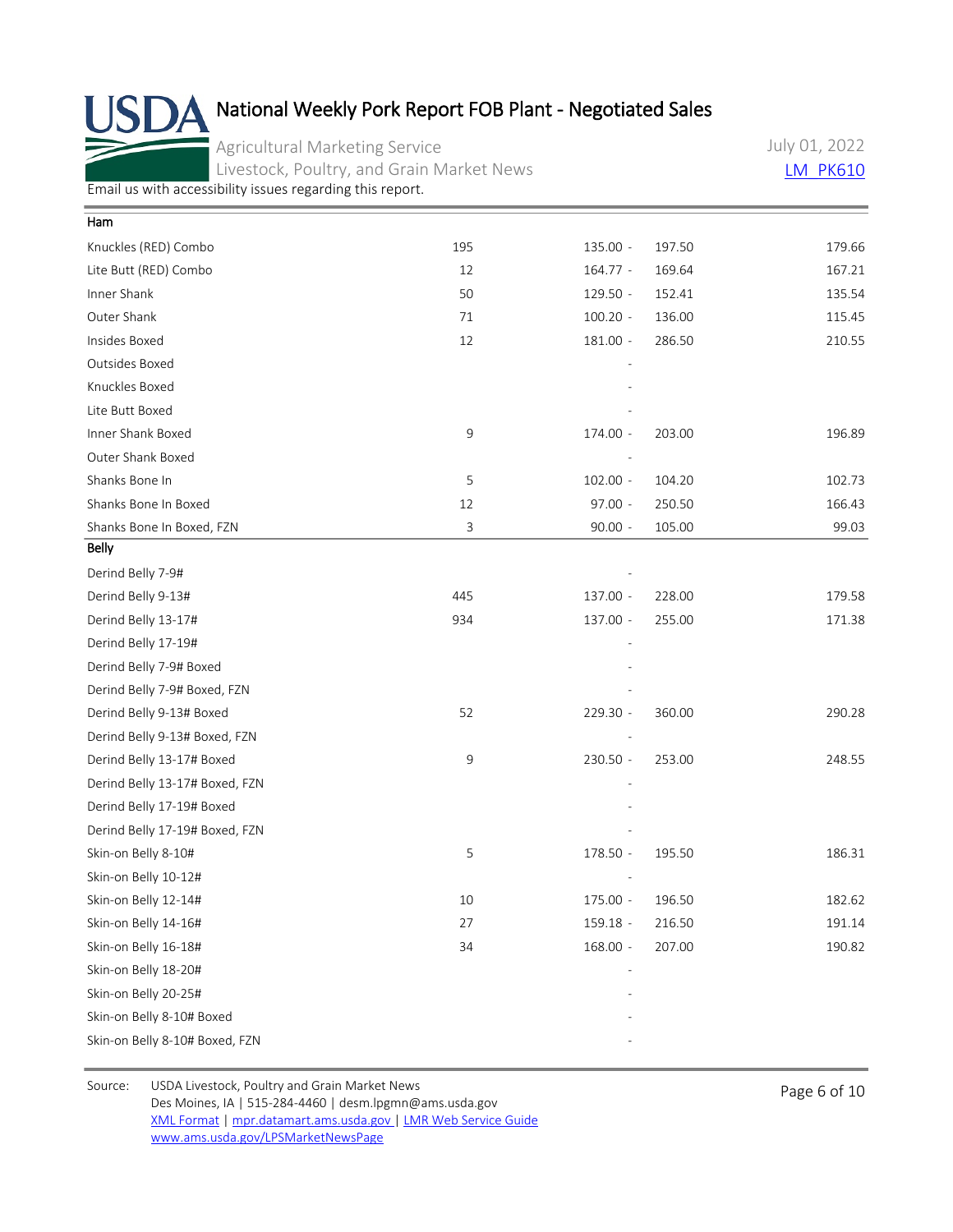# National Weekly Pork Report FOB Plant - Negotiated Sales

Agricultural Marketing Service
Livestock, Poultry, and Grain Market News

July 01, 2022
LM_PK610

Email us with accessibility issues regarding this report.

| Ham | | | | |
|---|---|---|---|---|
| Knuckles (RED) Combo | 195 | 135.00 - | 197.50 | 179.66 |
| Lite Butt (RED) Combo | 12 | 164.77 - | 169.64 | 167.21 |
| Inner Shank | 50 | 129.50 - | 152.41 | 135.54 |
| Outer Shank | 71 | 100.20 - | 136.00 | 115.45 |
| Insides Boxed | 12 | 181.00 - | 286.50 | 210.55 |
| Outsides Boxed | | - | | |
| Knuckles Boxed | | - | | |
| Lite Butt Boxed | | - | | |
| Inner Shank Boxed | 9 | 174.00 - | 203.00 | 196.89 |
| Outer Shank Boxed | | - | | |
| Shanks Bone In | 5 | 102.00 - | 104.20 | 102.73 |
| Shanks Bone In Boxed | 12 | 97.00 - | 250.50 | 166.43 |
| Shanks Bone In Boxed, FZN | 3 | 90.00 - | 105.00 | 99.03 |
| **Belly** | | | | |
| Derind Belly 7-9# | | - | | |
| Derind Belly 9-13# | 445 | 137.00 - | 228.00 | 179.58 |
| Derind Belly 13-17# | 934 | 137.00 - | 255.00 | 171.38 |
| Derind Belly 17-19# | | - | | |
| Derind Belly 7-9# Boxed | | - | | |
| Derind Belly 7-9# Boxed, FZN | | - | | |
| Derind Belly 9-13# Boxed | 52 | 229.30 - | 360.00 | 290.28 |
| Derind Belly 9-13# Boxed, FZN | | - | | |
| Derind Belly 13-17# Boxed | 9 | 230.50 - | 253.00 | 248.55 |
| Derind Belly 13-17# Boxed, FZN | | - | | |
| Derind Belly 17-19# Boxed | | - | | |
| Derind Belly 17-19# Boxed, FZN | | - | | |
| Skin-on Belly 8-10# | 5 | 178.50 - | 195.50 | 186.31 |
| Skin-on Belly 10-12# | | - | | |
| Skin-on Belly 12-14# | 10 | 175.00 - | 196.50 | 182.62 |
| Skin-on Belly 14-16# | 27 | 159.18 - | 216.50 | 191.14 |
| Skin-on Belly 16-18# | 34 | 168.00 - | 207.00 | 190.82 |
| Skin-on Belly 18-20# | | - | | |
| Skin-on Belly 20-25# | | - | | |
| Skin-on Belly 8-10# Boxed | | - | | |
| Skin-on Belly 8-10# Boxed, FZN | | - | | |

Source: USDA Livestock, Poultry and Grain Market News
Des Moines, IA | 515-284-4460 | desm.lpgmn@ams.usda.gov
XML Format | mpr.datamart.ams.usda.gov | LMR Web Service Guide
www.ams.usda.gov/LPSMarketNewsPage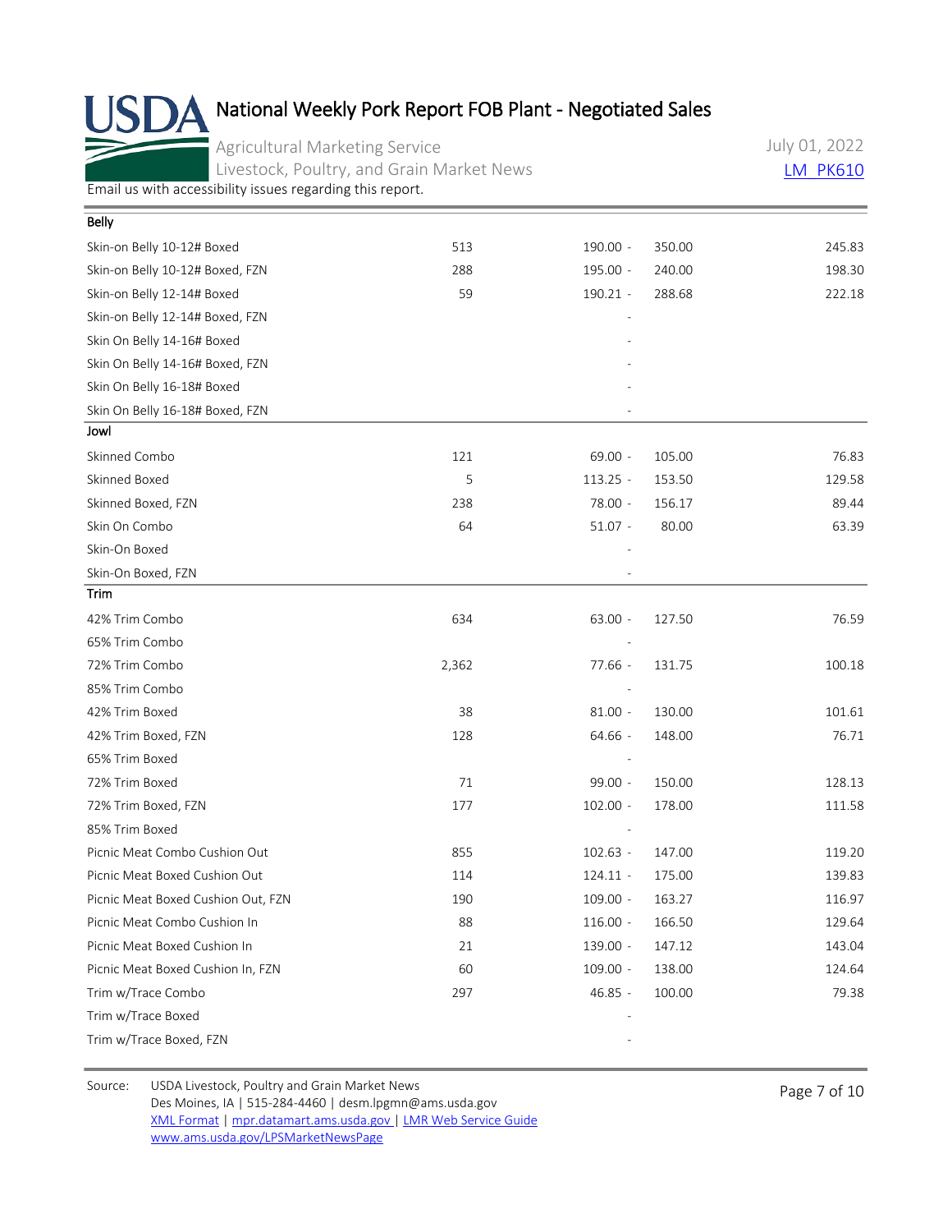# National Weekly Pork Report FOB Plant - Negotiated Sales

Agricultural Marketing Service
Livestock, Poultry, and Grain Market News

July 01, 2022
LM_PK610

Email us with accessibility issues regarding this report.

| Belly | | | |
|---|---|---|---|
| Skin-on Belly 10-12# Boxed | 513 | 190.00 - 350.00 | 245.83 |
| Skin-on Belly 10-12# Boxed, FZN | 288 | 195.00 - 240.00 | 198.30 |
| Skin-on Belly 12-14# Boxed | 59 | 190.21 - 288.68 | 222.18 |
| Skin-on Belly 12-14# Boxed, FZN | | - | |
| Skin On Belly 14-16# Boxed | | - | |
| Skin On Belly 14-16# Boxed, FZN | | - | |
| Skin On Belly 16-18# Boxed | | - | |
| Skin On Belly 16-18# Boxed, FZN | | - | |

| Jowl | | | |
|---|---|---|---|
| Skinned Combo | 121 | 69.00 - 105.00 | 76.83 |
| Skinned Boxed | 5 | 113.25 - 153.50 | 129.58 |
| Skinned Boxed, FZN | 238 | 78.00 - 156.17 | 89.44 |
| Skin On Combo | 64 | 51.07 - 80.00 | 63.39 |
| Skin-On Boxed | | - | |
| Skin-On Boxed, FZN | | - | |

| Trim | | | |
|---|---|---|---|
| 42% Trim Combo | 634 | 63.00 - 127.50 | 76.59 |
| 65% Trim Combo | | - | |
| 72% Trim Combo | 2,362 | 77.66 - 131.75 | 100.18 |
| 85% Trim Combo | | - | |
| 42% Trim Boxed | 38 | 81.00 - 130.00 | 101.61 |
| 42% Trim Boxed, FZN | 128 | 64.66 - 148.00 | 76.71 |
| 65% Trim Boxed | | - | |
| 72% Trim Boxed | 71 | 99.00 - 150.00 | 128.13 |
| 72% Trim Boxed, FZN | 177 | 102.00 - 178.00 | 111.58 |
| 85% Trim Boxed | | - | |
| Picnic Meat Combo Cushion Out | 855 | 102.63 - 147.00 | 119.20 |
| Picnic Meat Boxed Cushion Out | 114 | 124.11 - 175.00 | 139.83 |
| Picnic Meat Boxed Cushion Out, FZN | 190 | 109.00 - 163.27 | 116.97 |
| Picnic Meat Combo Cushion In | 88 | 116.00 - 166.50 | 129.64 |
| Picnic Meat Boxed Cushion In | 21 | 139.00 - 147.12 | 143.04 |
| Picnic Meat Boxed Cushion In, FZN | 60 | 109.00 - 138.00 | 124.64 |
| Trim w/Trace Combo | 297 | 46.85 - 100.00 | 79.38 |
| Trim w/Trace Boxed | | - | |
| Trim w/Trace Boxed, FZN | | - | |

Source: USDA Livestock, Poultry and Grain Market News
Des Moines, IA | 515-284-4460 | desm.lpgmn@ams.usda.gov
XML Format | mpr.datamart.ams.usda.gov | LMR Web Service Guide
www.ams.usda.gov/LPSMarketNewsPage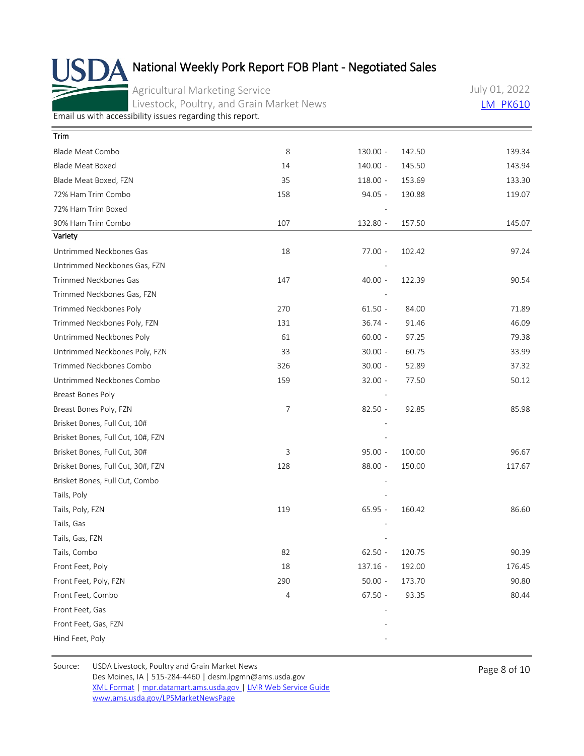# National Weekly Pork Report FOB Plant - Negotiated Sales

Agricultural Marketing Service
Livestock, Poultry, and Grain Market News

July 01, 2022
LM_PK610

Email us with accessibility issues regarding this report.

| Trim | | | |
|---|---|---|---|
| Blade Meat Combo | 8 | 130.00 - 142.50 | 139.34 |
| Blade Meat Boxed | 14 | 140.00 - 145.50 | 143.94 |
| Blade Meat Boxed, FZN | 35 | 118.00 - 153.69 | 133.30 |
| 72% Ham Trim Combo | 158 | 94.05 - 130.88 | 119.07 |
| 72% Ham Trim Boxed | | - | |
| 90% Ham Trim Combo | 107 | 132.80 - 157.50 | 145.07 |
| **Variety** | | | |
| Untrimmed Neckbones Gas | 18 | 77.00 - 102.42 | 97.24 |
| Untrimmed Neckbones Gas, FZN | | - | |
| Trimmed Neckbones Gas | 147 | 40.00 - 122.39 | 90.54 |
| Trimmed Neckbones Gas, FZN | | - | |
| Trimmed Neckbones Poly | 270 | 61.50 - 84.00 | 71.89 |
| Trimmed Neckbones Poly, FZN | 131 | 36.74 - 91.46 | 46.09 |
| Untrimmed Neckbones Poly | 61 | 60.00 - 97.25 | 79.38 |
| Untrimmed Neckbones Poly, FZN | 33 | 30.00 - 60.75 | 33.99 |
| Trimmed Neckbones Combo | 326 | 30.00 - 52.89 | 37.32 |
| Untrimmed Neckbones Combo | 159 | 32.00 - 77.50 | 50.12 |
| Breast Bones Poly | | - | |
| Breast Bones Poly, FZN | 7 | 82.50 - 92.85 | 85.98 |
| Brisket Bones, Full Cut, 10# | | - | |
| Brisket Bones, Full Cut, 10#, FZN | | - | |
| Brisket Bones, Full Cut, 30# | 3 | 95.00 - 100.00 | 96.67 |
| Brisket Bones, Full Cut, 30#, FZN | 128 | 88.00 - 150.00 | 117.67 |
| Brisket Bones, Full Cut, Combo | | - | |
| Tails, Poly | | - | |
| Tails, Poly, FZN | 119 | 65.95 - 160.42 | 86.60 |
| Tails, Gas | | - | |
| Tails, Gas, FZN | | - | |
| Tails, Combo | 82 | 62.50 - 120.75 | 90.39 |
| Front Feet, Poly | 18 | 137.16 - 192.00 | 176.45 |
| Front Feet, Poly, FZN | 290 | 50.00 - 173.70 | 90.80 |
| Front Feet, Combo | 4 | 67.50 - 93.35 | 80.44 |
| Front Feet, Gas | | - | |
| Front Feet, Gas, FZN | | - | |
| Hind Feet, Poly | | - | |

Source: USDA Livestock, Poultry and Grain Market News
Des Moines, IA | 515-284-4460 | desm.lpgmn@ams.usda.gov
XML Format | mpr.datamart.ams.usda.gov | LMR Web Service Guide
www.ams.usda.gov/LPSMarketNewsPage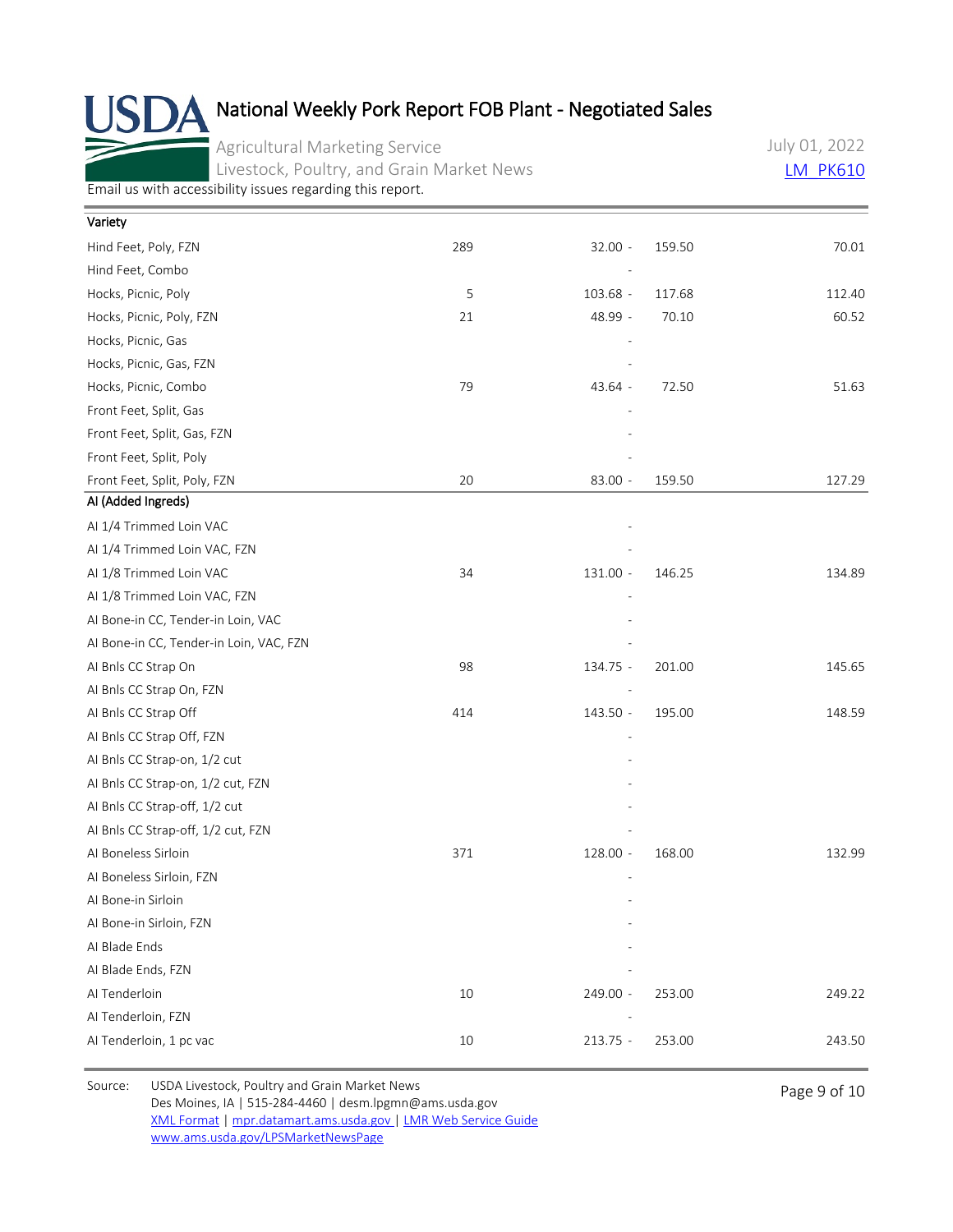# National Weekly Pork Report FOB Plant - Negotiated Sales

Agricultural Marketing Service
Livestock, Poultry, and Grain Market News

July 01, 2022
LM_PK610

Email us with accessibility issues regarding this report.

| Variety | | | |
|---|---|---|---|
| Hind Feet, Poly, FZN | 289 | 32.00 - 159.50 | 70.01 |
| Hind Feet, Combo | | - | |
| Hocks, Picnic, Poly | 5 | 103.68 - 117.68 | 112.40 |
| Hocks, Picnic, Poly, FZN | 21 | 48.99 - 70.10 | 60.52 |
| Hocks, Picnic, Gas | | - | |
| Hocks, Picnic, Gas, FZN | | - | |
| Hocks, Picnic, Combo | 79 | 43.64 - 72.50 | 51.63 |
| Front Feet, Split, Gas | | - | |
| Front Feet, Split, Gas, FZN | | - | |
| Front Feet, Split, Poly | | - | |
| Front Feet, Split, Poly, FZN | 20 | 83.00 - 159.50 | 127.29 |

| AI (Added Ingreds) | | | |
|---|---|---|---|
| AI 1/4 Trimmed Loin VAC | | - | |
| AI 1/4 Trimmed Loin VAC, FZN | | - | |
| AI 1/8 Trimmed Loin VAC | 34 | 131.00 - 146.25 | 134.89 |
| AI 1/8 Trimmed Loin VAC, FZN | | - | |
| AI Bone-in CC, Tender-in Loin, VAC | | - | |
| AI Bone-in CC, Tender-in Loin, VAC, FZN | | - | |
| AI Bnls CC Strap On | 98 | 134.75 - 201.00 | 145.65 |
| AI Bnls CC Strap On, FZN | | - | |
| AI Bnls CC Strap Off | 414 | 143.50 - 195.00 | 148.59 |
| AI Bnls CC Strap Off, FZN | | - | |
| AI Bnls CC Strap-on, 1/2 cut | | - | |
| AI Bnls CC Strap-on, 1/2 cut, FZN | | - | |
| AI Bnls CC Strap-off, 1/2 cut | | - | |
| AI Bnls CC Strap-off, 1/2 cut, FZN | | - | |
| AI Boneless Sirloin | 371 | 128.00 - 168.00 | 132.99 |
| AI Boneless Sirloin, FZN | | - | |
| AI Bone-in Sirloin | | - | |
| AI Bone-in Sirloin, FZN | | - | |
| AI Blade Ends | | - | |
| AI Blade Ends, FZN | | - | |
| AI Tenderloin | 10 | 249.00 - 253.00 | 249.22 |
| AI Tenderloin, FZN | | - | |
| AI Tenderloin, 1 pc vac | 10 | 213.75 - 253.00 | 243.50 |

Source: USDA Livestock, Poultry and Grain Market News
Des Moines, IA | 515-284-4460 | desm.lpgmn@ams.usda.gov
XML Format | mpr.datamart.ams.usda.gov | LMR Web Service Guide
www.ams.usda.gov/LPSMarketNewsPage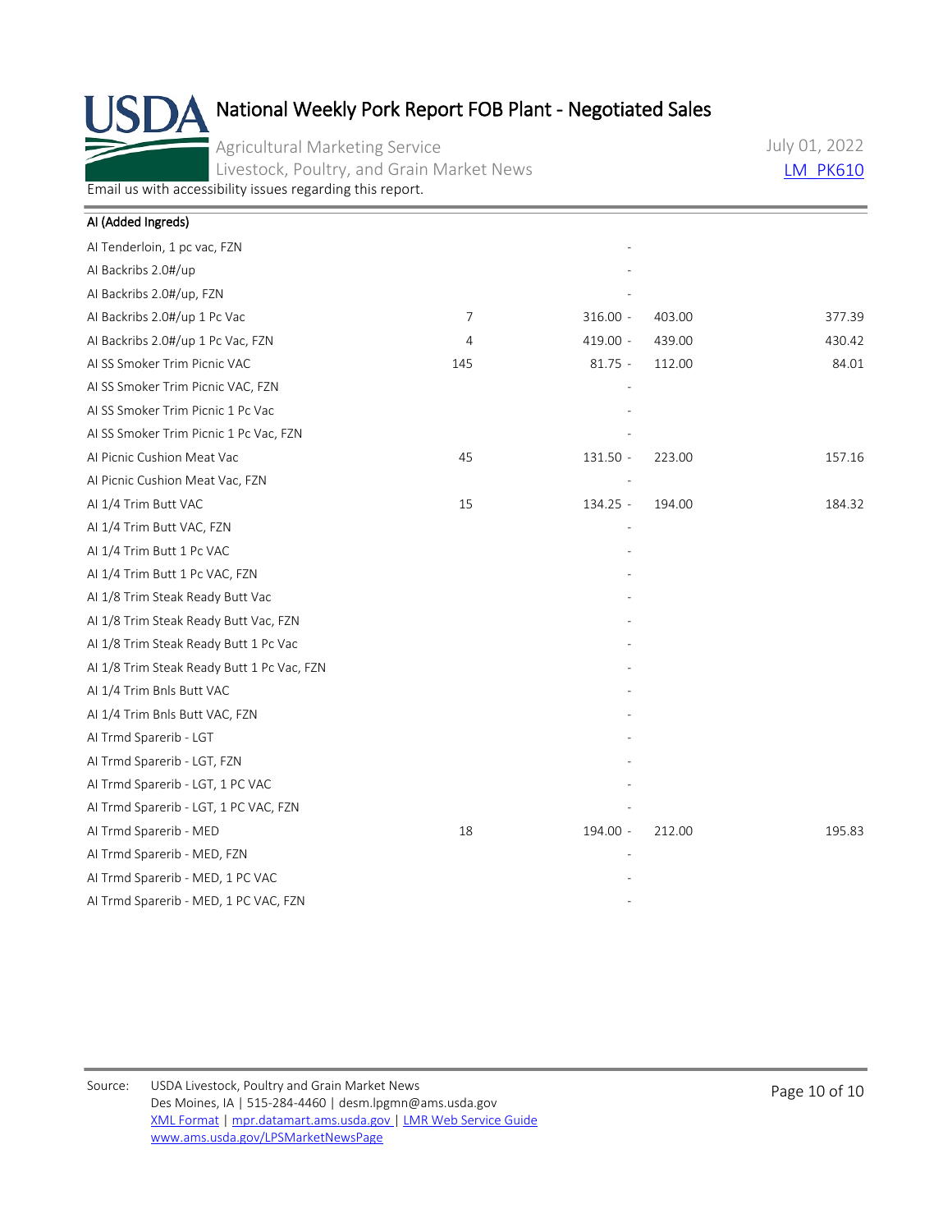# National Weekly Pork Report FOB Plant - Negotiated Sales

Agricultural Marketing Service
Livestock, Poultry, and Grain Market News

July 01, 2022
LM_PK610

Email us with accessibility issues regarding this report.

| AI (Added Ingreds) | | | | |
|---|---|---|---|---|
| AI Tenderloin, 1 pc vac, FZN | | - | | |
| AI Backribs 2.0#/up | | - | | |
| AI Backribs 2.0#/up, FZN | | - | | |
| AI Backribs 2.0#/up 1 Pc Vac | 7 | 316.00 - | 403.00 | 377.39 |
| AI Backribs 2.0#/up 1 Pc Vac, FZN | 4 | 419.00 - | 439.00 | 430.42 |
| AI SS Smoker Trim Picnic VAC | 145 | 81.75 - | 112.00 | 84.01 |
| AI SS Smoker Trim Picnic VAC, FZN | | - | | |
| AI SS Smoker Trim Picnic 1 Pc Vac | | - | | |
| AI SS Smoker Trim Picnic 1 Pc Vac, FZN | | - | | |
| AI Picnic Cushion Meat Vac | 45 | 131.50 - | 223.00 | 157.16 |
| AI Picnic Cushion Meat Vac, FZN | | - | | |
| AI 1/4 Trim Butt VAC | 15 | 134.25 - | 194.00 | 184.32 |
| AI 1/4 Trim Butt VAC, FZN | | - | | |
| AI 1/4 Trim Butt 1 Pc VAC | | - | | |
| AI 1/4 Trim Butt 1 Pc VAC, FZN | | - | | |
| AI 1/8 Trim Steak Ready Butt Vac | | - | | |
| AI 1/8 Trim Steak Ready Butt Vac, FZN | | - | | |
| AI 1/8 Trim Steak Ready Butt 1 Pc Vac | | - | | |
| AI 1/8 Trim Steak Ready Butt 1 Pc Vac, FZN | | - | | |
| AI 1/4 Trim Bnls Butt VAC | | - | | |
| AI 1/4 Trim Bnls Butt VAC, FZN | | - | | |
| AI Trmd Sparerib - LGT | | - | | |
| AI Trmd Sparerib - LGT, FZN | | - | | |
| AI Trmd Sparerib - LGT, 1 PC VAC | | - | | |
| AI Trmd Sparerib - LGT, 1 PC VAC, FZN | | - | | |
| AI Trmd Sparerib - MED | 18 | 194.00 - | 212.00 | 195.83 |
| AI Trmd Sparerib - MED, FZN | | - | | |
| AI Trmd Sparerib - MED, 1 PC VAC | | - | | |
| AI Trmd Sparerib - MED, 1 PC VAC, FZN | | - | | |

Source: USDA Livestock, Poultry and Grain Market News
Des Moines, IA | 515-284-4460 | desm.lpgmn@ams.usda.gov
XML Format | mpr.datamart.ams.usda.gov | LMR Web Service Guide
www.ams.usda.gov/LPSMarketNewsPage